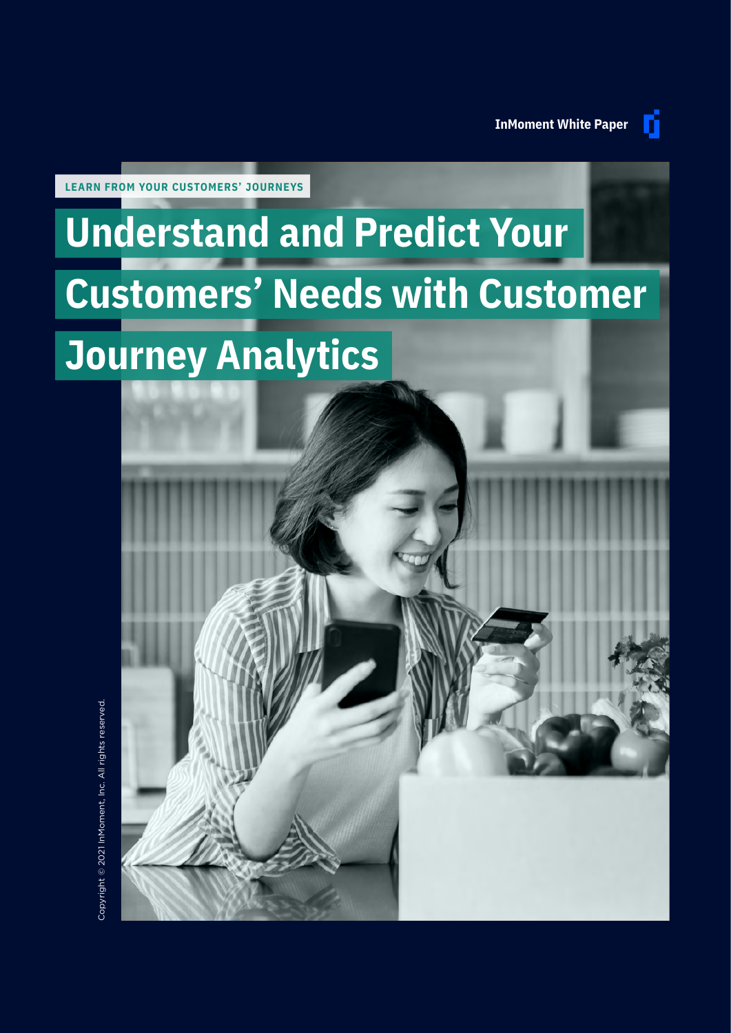InMoment White Paper

LEARN FROM YOUR CUSTOMERS' JOURNEYS

# Understand and Predict Your Customers' Needs with Customer Journey Analytics

Copyright © 2021 InMoment, Inc. All rights reserved.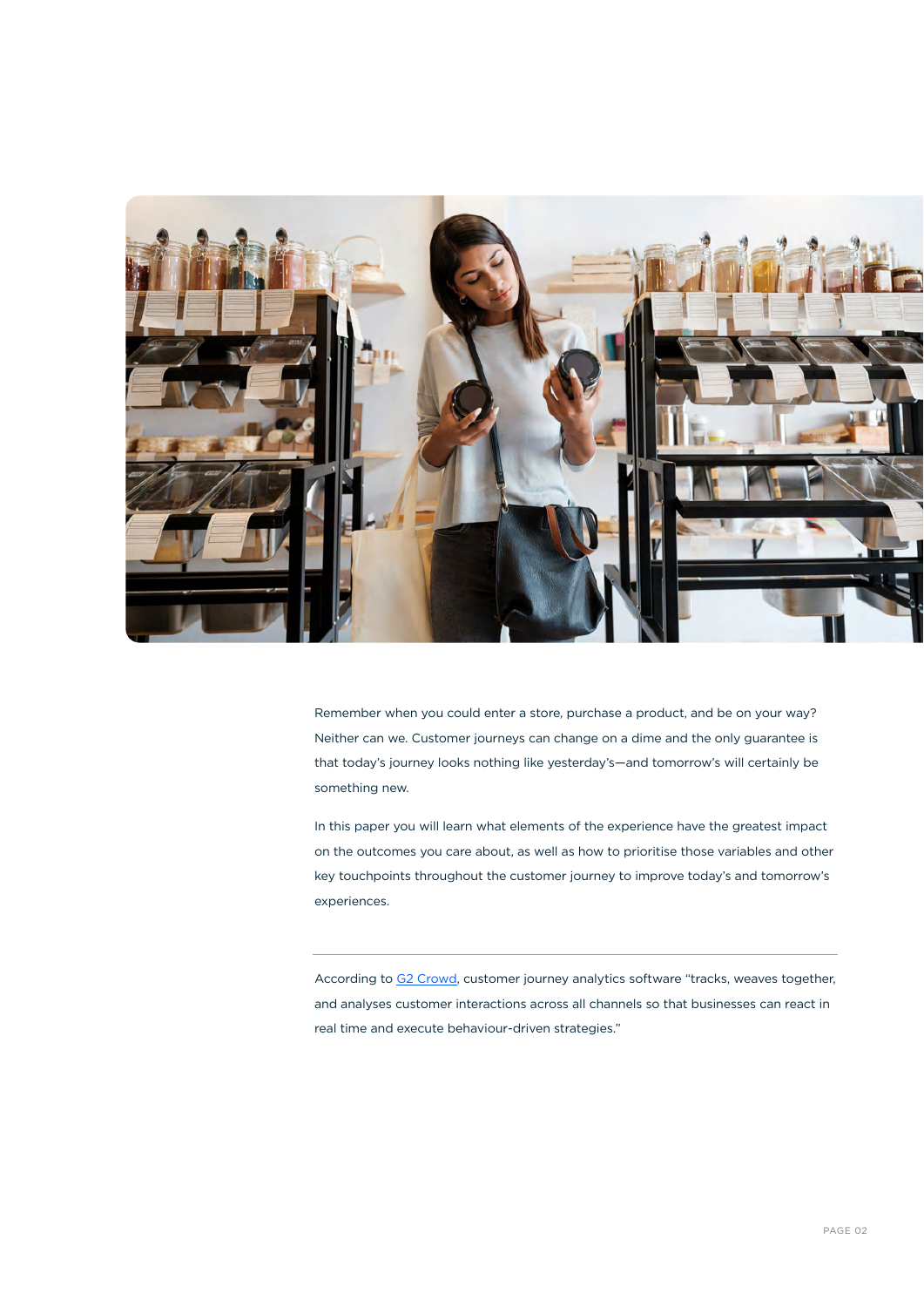Remember when you could enter a store, purchase a product, and be on your way? Neither can we. Customer journeys can change on a dime and the only guarantee is that today's journey looks nothing like yesterday's—and tomorrow's will certainly be something new.

In this paper you will learn what elements of the experience have the greatest impact on the outcomes you care about, as well as how to prioritise those variables and other key touchpoints throughout the customer journey to improve today's and tomorrow's experiences.

---

According to [G2 Crowd](), customer journey analytics software "tracks, weaves together, and analyses customer interactions across all channels so that businesses can react in real time and execute behaviour-driven strategies."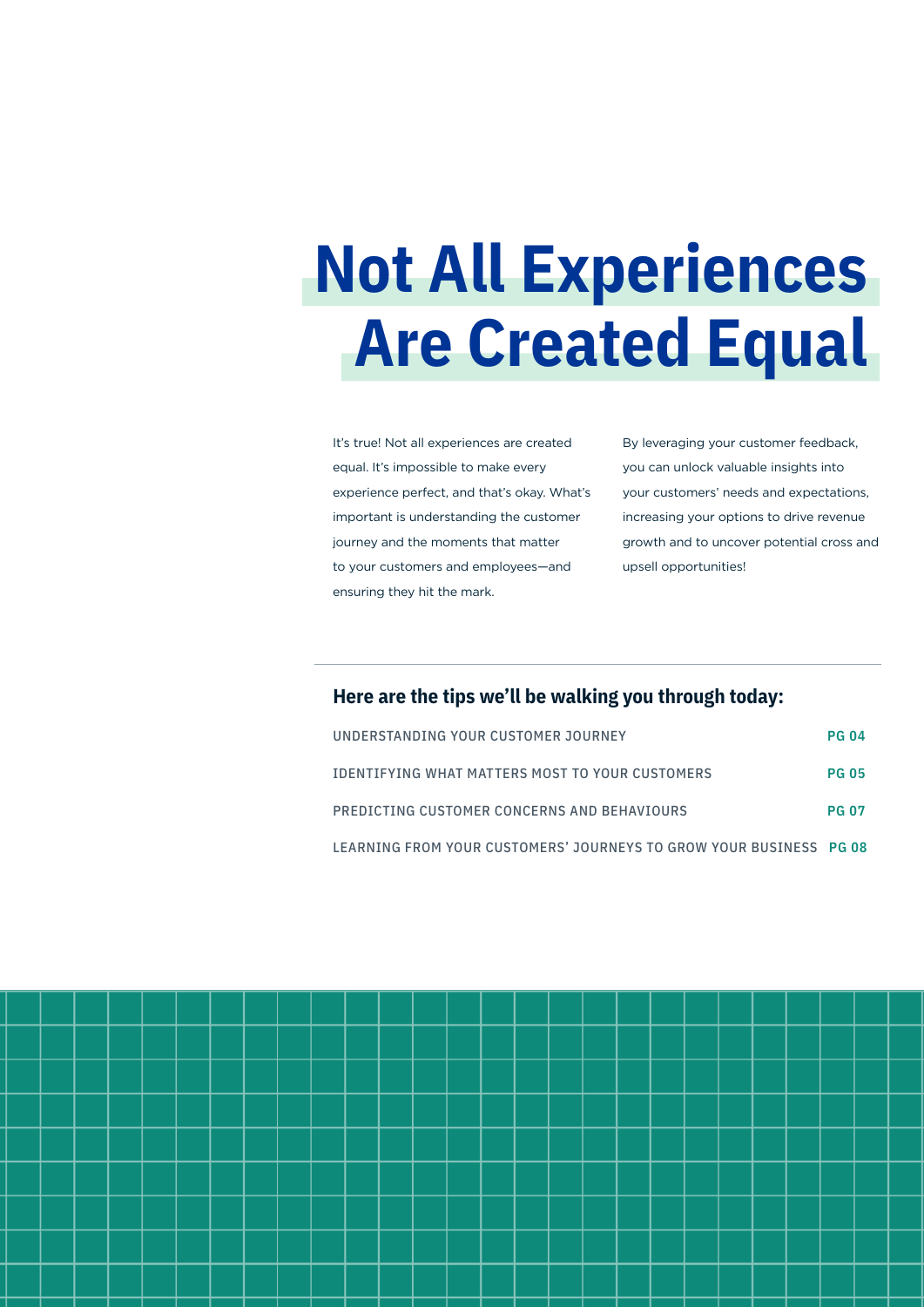# Not All Experiences Are Created Equal

It's true! Not all experiences are created equal. It's impossible to make every experience perfect, and that's okay. What's important is understanding the customer journey and the moments that matter to your customers and employees—and ensuring they hit the mark.

By leveraging your customer feedback, you can unlock valuable insights into your customers' needs and expectations, increasing your options to drive revenue growth and to uncover potential cross and upsell opportunities!

---

### Here are the tips we'll be walking you through today:

| | |
|---|---|
| UNDERSTANDING YOUR CUSTOMER JOURNEY | **PG 04** |
| IDENTIFYING WHAT MATTERS MOST TO YOUR CUSTOMERS | **PG 05** |
| PREDICTING CUSTOMER CONCERNS AND BEHAVIOURS | **PG 07** |
| LEARNING FROM YOUR CUSTOMERS' JOURNEYS TO GROW YOUR BUSINESS | **PG 08** |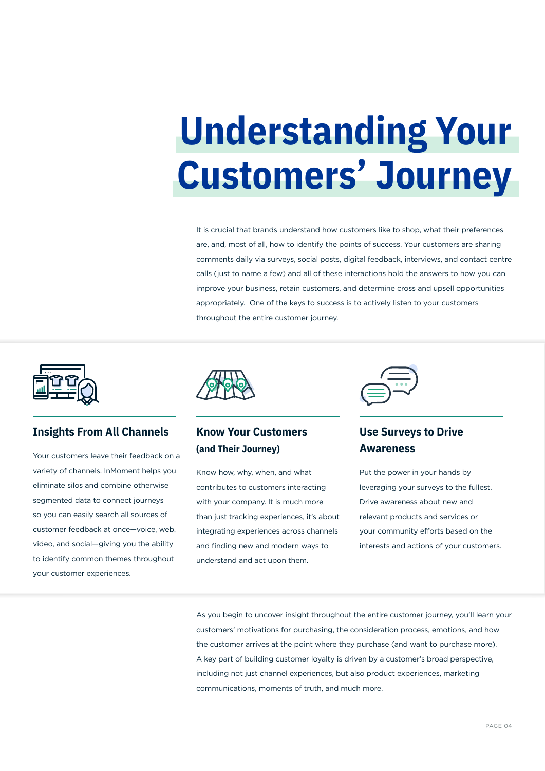# Understanding Your Customers' Journey

It is crucial that brands understand how customers like to shop, what their preferences are, and, most of all, how to identify the points of success. Your customers are sharing comments daily via surveys, social posts, digital feedback, interviews, and contact centre calls (just to name a few) and all of these interactions hold the answers to how you can improve your business, retain customers, and determine cross and upsell opportunities appropriately. One of the keys to success is to actively listen to your customers throughout the entire customer journey.

## Insights From All Channels

Your customers leave their feedback on a variety of channels. InMoment helps you eliminate silos and combine otherwise segmented data to connect journeys so you can easily search all sources of customer feedback at once—voice, web, video, and social—giving you the ability to identify common themes throughout your customer experiences.

## Know Your Customers (and Their Journey)

Know how, why, when, and what contributes to customers interacting with your company. It is much more than just tracking experiences, it's about integrating experiences across channels and finding new and modern ways to understand and act upon them.

## Use Surveys to Drive Awareness

Put the power in your hands by leveraging your surveys to the fullest. Drive awareness about new and relevant products and services or your community efforts based on the interests and actions of your customers.

As you begin to uncover insight throughout the entire customer journey, you'll learn your customers' motivations for purchasing, the consideration process, emotions, and how the customer arrives at the point where they purchase (and want to purchase more). A key part of building customer loyalty is driven by a customer's broad perspective, including not just channel experiences, but also product experiences, marketing communications, moments of truth, and much more.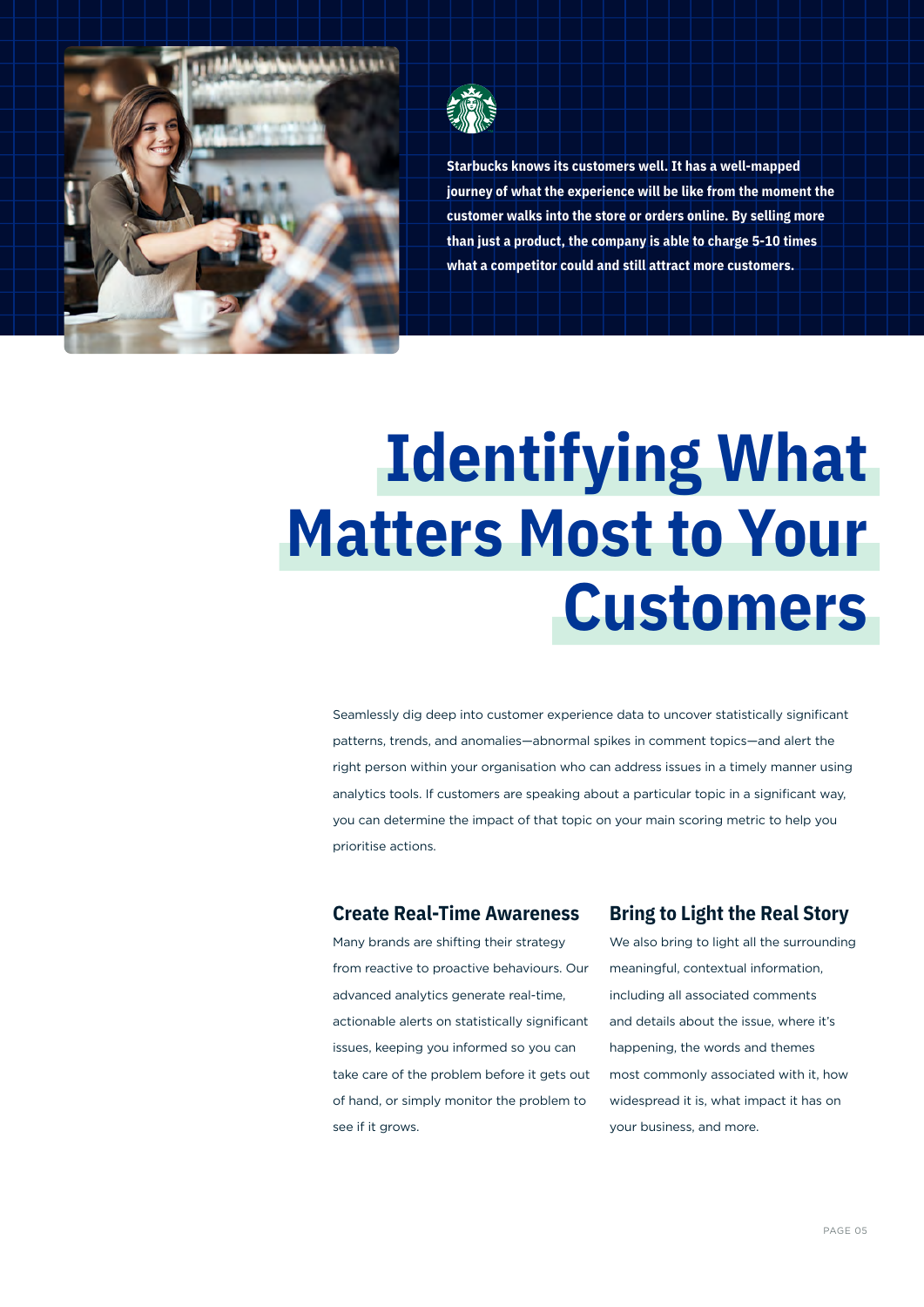**Starbucks knows its customers well. It has a well-mapped journey of what the experience will be like from the moment the customer walks into the store or orders online. By selling more than just a product, the company is able to charge 5-10 times what a competitor could and still attract more customers.**

# Identifying What Matters Most to Your Customers

Seamlessly dig deep into customer experience data to uncover statistically significant patterns, trends, and anomalies—abnormal spikes in comment topics—and alert the right person within your organisation who can address issues in a timely manner using analytics tools. If customers are speaking about a particular topic in a significant way, you can determine the impact of that topic on your main scoring metric to help you prioritise actions.

## Create Real-Time Awareness

Many brands are shifting their strategy from reactive to proactive behaviours. Our advanced analytics generate real-time, actionable alerts on statistically significant issues, keeping you informed so you can take care of the problem before it gets out of hand, or simply monitor the problem to see if it grows.

## Bring to Light the Real Story

We also bring to light all the surrounding meaningful, contextual information, including all associated comments and details about the issue, where it's happening, the words and themes most commonly associated with it, how widespread it is, what impact it has on your business, and more.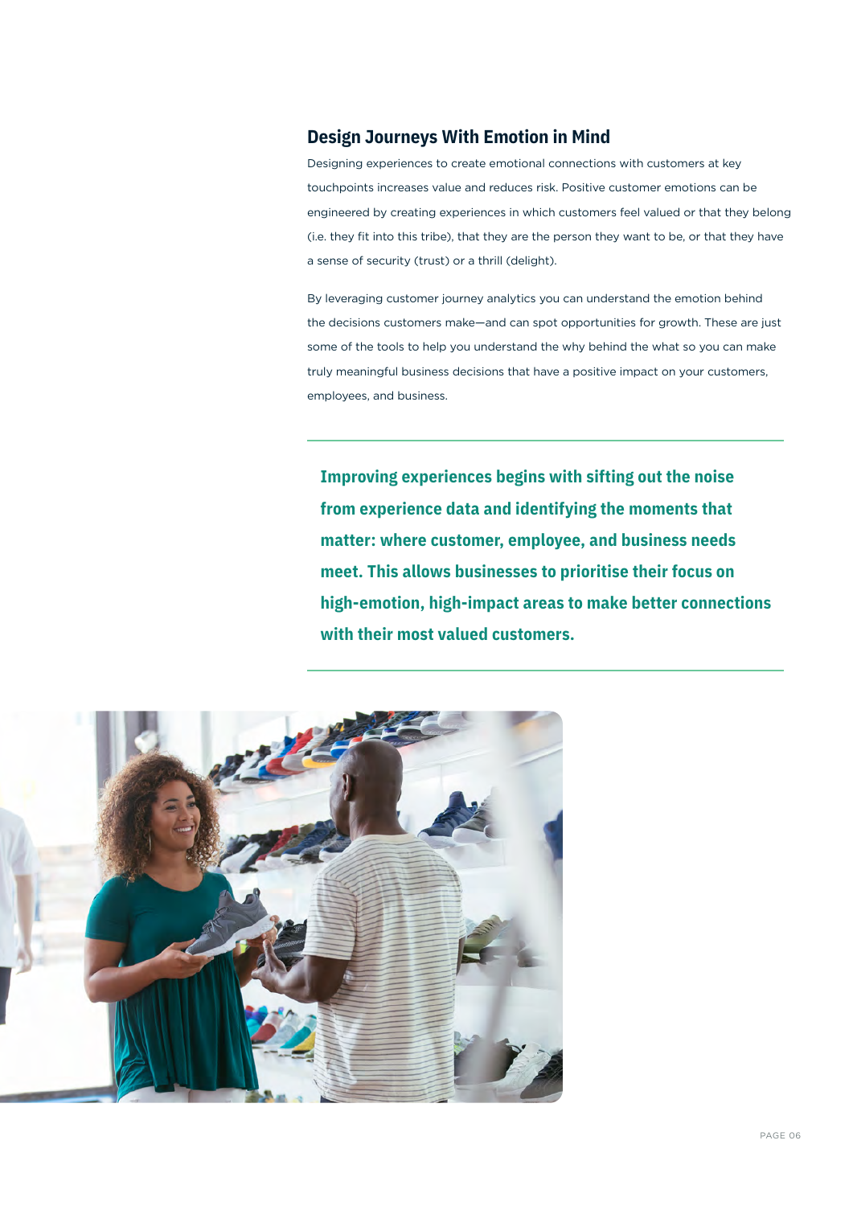## Design Journeys With Emotion in Mind

Designing experiences to create emotional connections with customers at key touchpoints increases value and reduces risk. Positive customer emotions can be engineered by creating experiences in which customers feel valued or that they belong (i.e. they fit into this tribe), that they are the person they want to be, or that they have a sense of security (trust) or a thrill (delight).

By leveraging customer journey analytics you can understand the emotion behind the decisions customers make—and can spot opportunities for growth. These are just some of the tools to help you understand the why behind the what so you can make truly meaningful business decisions that have a positive impact on your customers, employees, and business.

---

**Improving experiences begins with sifting out the noise from experience data and identifying the moments that matter: where customer, employee, and business needs meet. This allows businesses to prioritise their focus on high-emotion, high-impact areas to make better connections with their most valued customers.**

---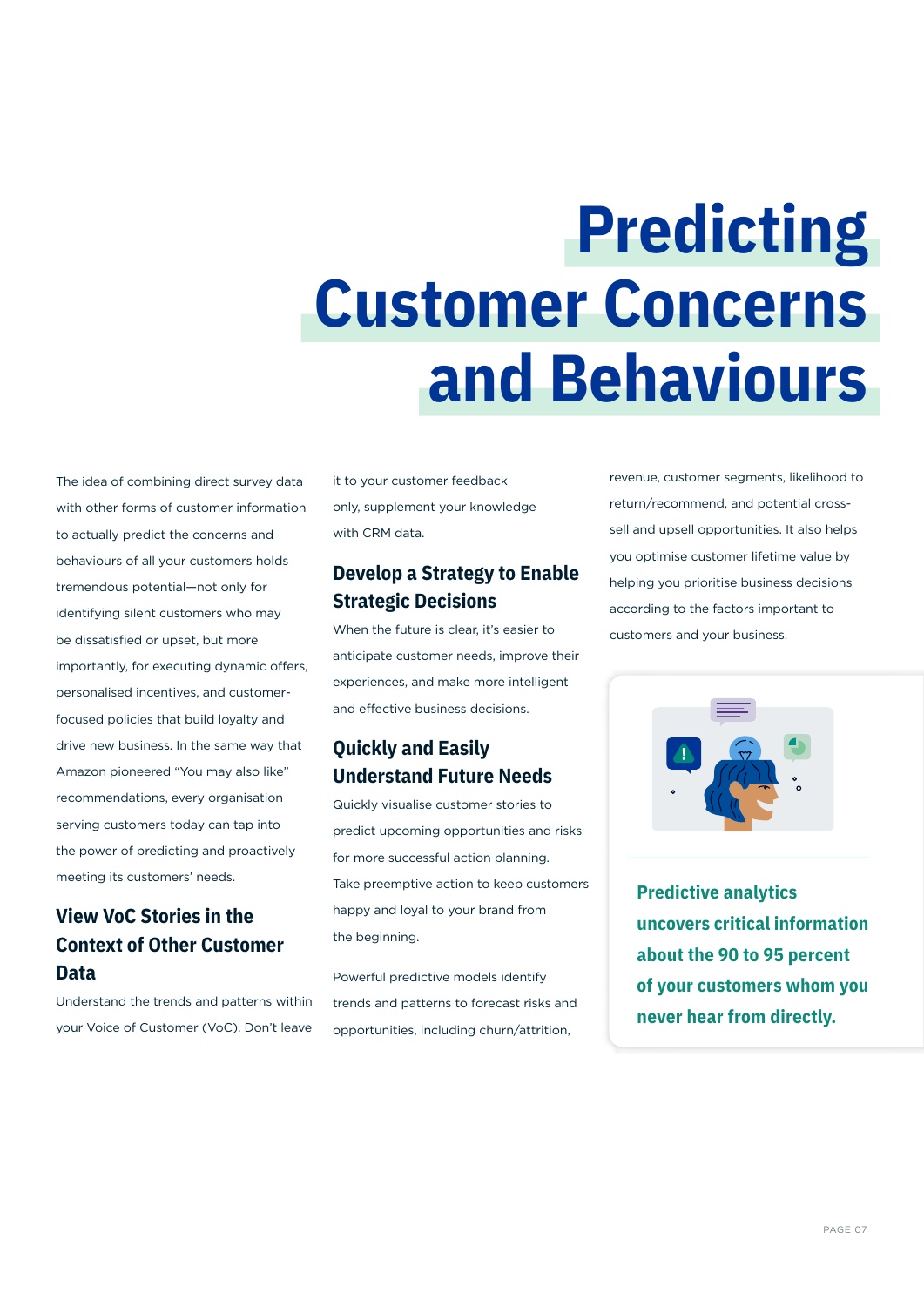# Predicting Customer Concerns and Behaviours

The idea of combining direct survey data with other forms of customer information to actually predict the concerns and behaviours of all your customers holds tremendous potential—not only for identifying silent customers who may be dissatisfied or upset, but more importantly, for executing dynamic offers, personalised incentives, and customer-focused policies that build loyalty and drive new business. In the same way that Amazon pioneered "You may also like" recommendations, every organisation serving customers today can tap into the power of predicting and proactively meeting its customers' needs.

## View VoC Stories in the Context of Other Customer Data

Understand the trends and patterns within your Voice of Customer (VoC). Don't leave it to your customer feedback only, supplement your knowledge with CRM data.

## Develop a Strategy to Enable Strategic Decisions

When the future is clear, it's easier to anticipate customer needs, improve their experiences, and make more intelligent and effective business decisions.

## Quickly and Easily Understand Future Needs

Quickly visualise customer stories to predict upcoming opportunities and risks for more successful action planning. Take preemptive action to keep customers happy and loyal to your brand from the beginning.

Powerful predictive models identify trends and patterns to forecast risks and opportunities, including churn/attrition, revenue, customer segments, likelihood to return/recommend, and potential cross-sell and upsell opportunities. It also helps you optimise customer lifetime value by helping you prioritise business decisions according to the factors important to customers and your business.

**Predictive analytics uncovers critical information about the 90 to 95 percent of your customers whom you never hear from directly.**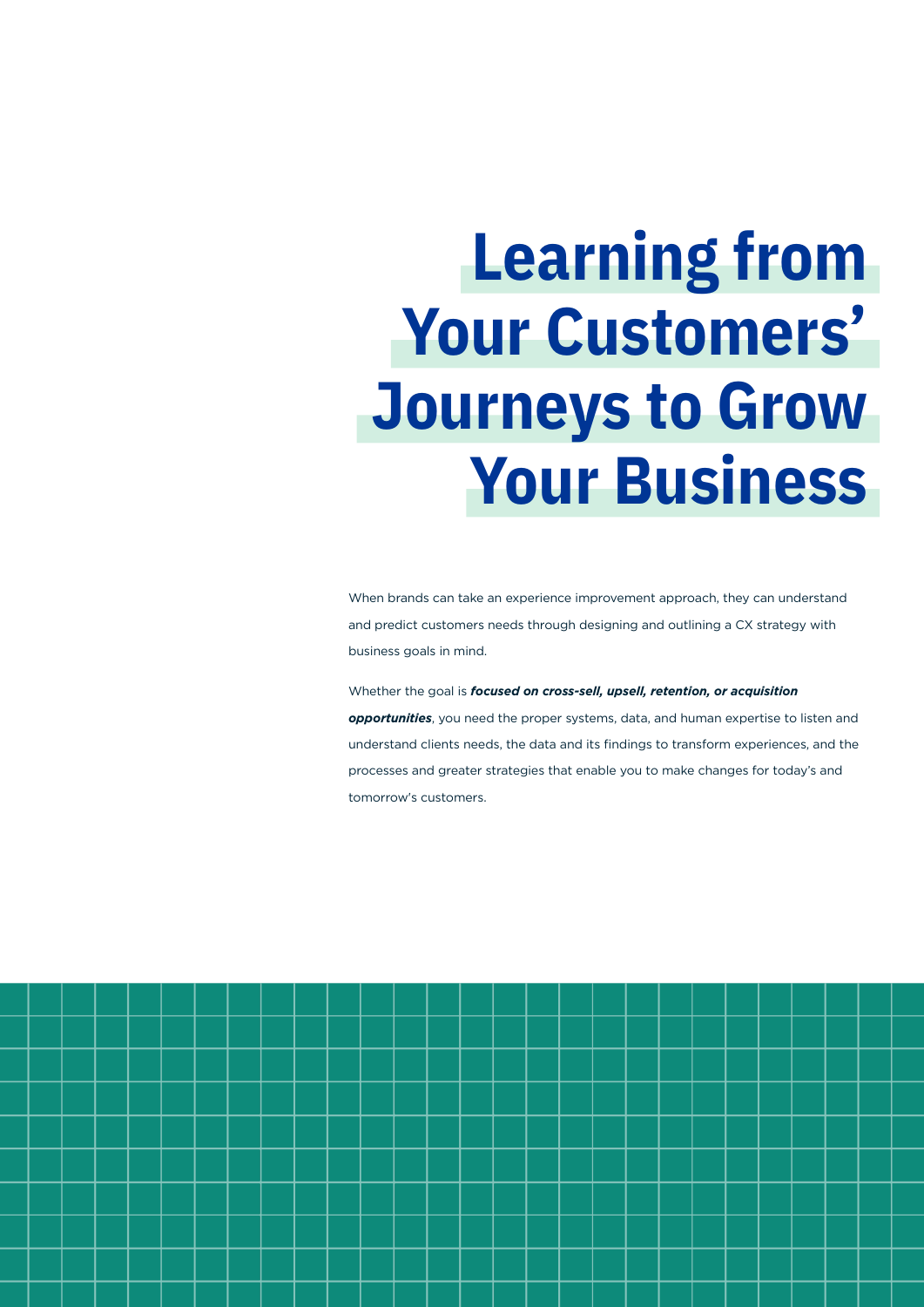# Learning from Your Customers' Journeys to Grow Your Business

When brands can take an experience improvement approach, they can understand and predict customers needs through designing and outlining a CX strategy with business goals in mind.

Whether the goal is ***focused on cross-sell, upsell, retention, or acquisition opportunities***, you need the proper systems, data, and human expertise to listen and understand clients needs, the data and its findings to transform experiences, and the processes and greater strategies that enable you to make changes for today's and tomorrow's customers.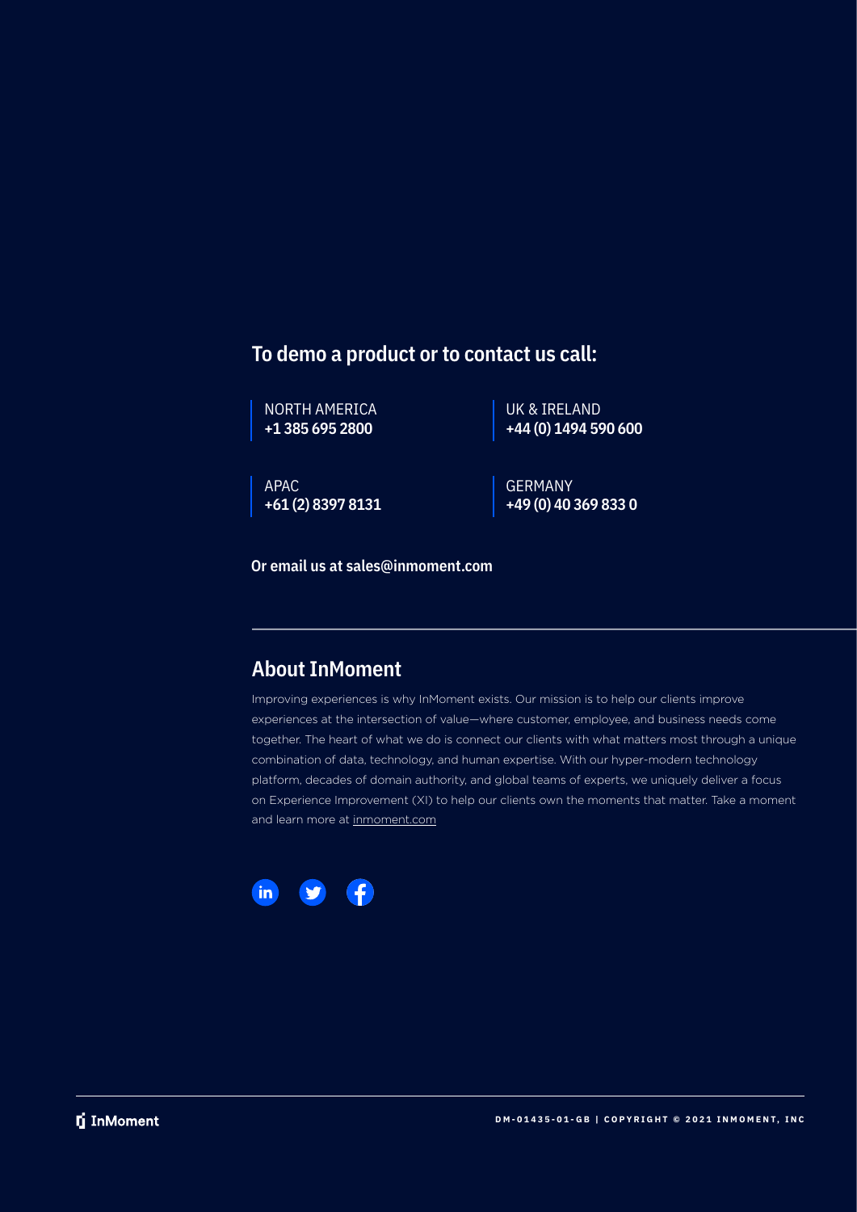## To demo a product or to contact us call:

NORTH AMERICA
**+1 385 695 2800**

UK & IRELAND
**+44 (0) 1494 590 600**

APAC
**+61 (2) 8397 8131**

GERMANY
**+49 (0) 40 369 833 0**

**Or email us at sales@inmoment.com**

## About InMoment

Improving experiences is why InMoment exists. Our mission is to help our clients improve experiences at the intersection of value—where customer, employee, and business needs come together. The heart of what we do is connect our clients with what matters most through a unique combination of data, technology, and human expertise. With our hyper-modern technology platform, decades of domain authority, and global teams of experts, we uniquely deliver a focus on Experience Improvement (XI) to help our clients own the moments that matter. Take a moment and learn more at inmoment.com

InMoment

DM-01435-01-GB | COPYRIGHT © 2021 INMOMENT, INC